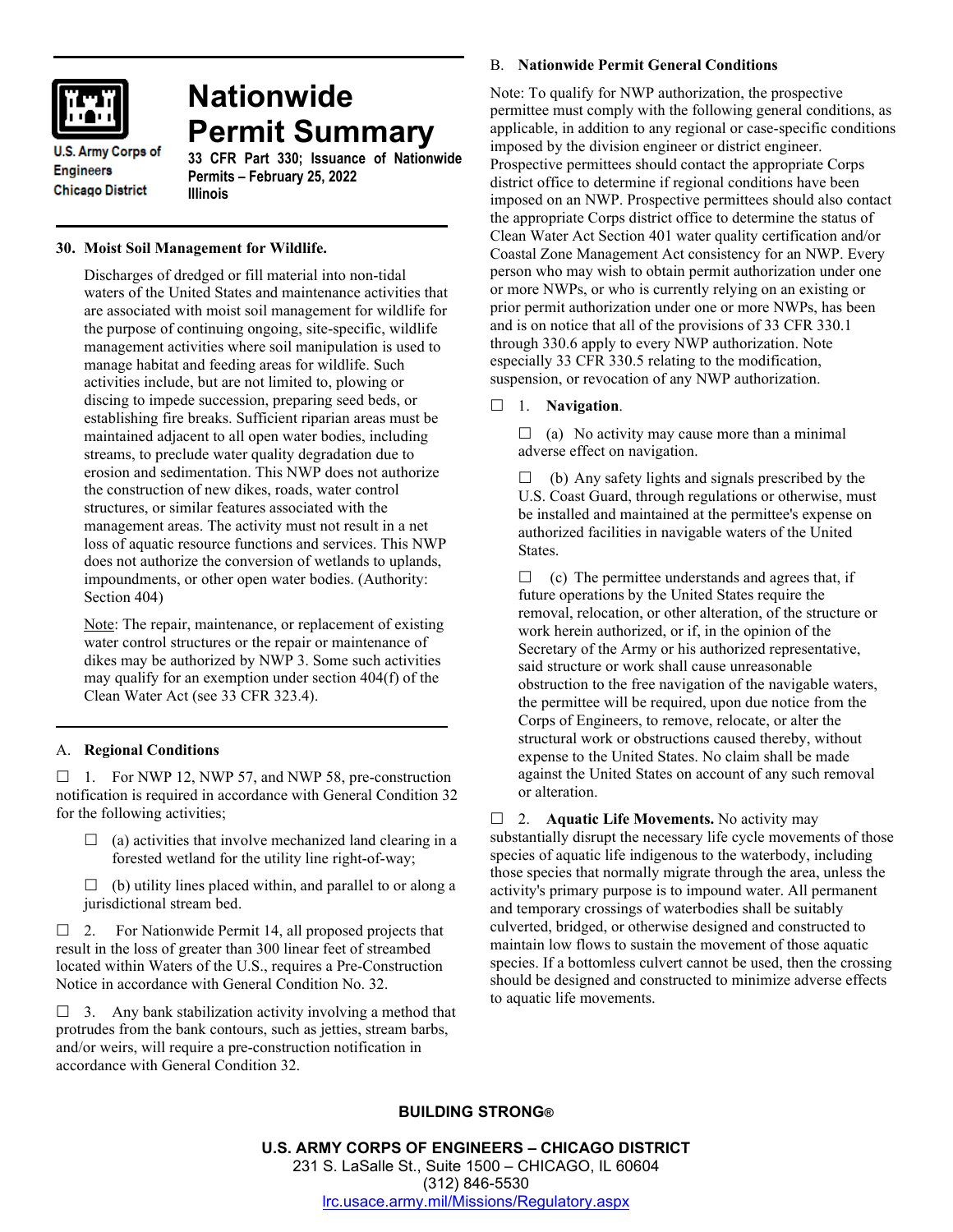# Nationwide Permit Summary

U.S. Army Corps of Engineers
Chicago District

**33 CFR Part 330; Issuance of Nationwide Permits – February 25, 2022**
**Illinois**

## 30. Moist Soil Management for Wildlife.

Discharges of dredged or fill material into non-tidal waters of the United States and maintenance activities that are associated with moist soil management for wildlife for the purpose of continuing ongoing, site-specific, wildlife management activities where soil manipulation is used to manage habitat and feeding areas for wildlife. Such activities include, but are not limited to, plowing or discing to impede succession, preparing seed beds, or establishing fire breaks. Sufficient riparian areas must be maintained adjacent to all open water bodies, including streams, to preclude water quality degradation due to erosion and sedimentation. This NWP does not authorize the construction of new dikes, roads, water control structures, or similar features associated with the management areas. The activity must not result in a net loss of aquatic resource functions and services. This NWP does not authorize the conversion of wetlands to uplands, impoundments, or other open water bodies. (Authority: Section 404)

Note: The repair, maintenance, or replacement of existing water control structures or the repair or maintenance of dikes may be authorized by NWP 3. Some such activities may qualify for an exemption under section 404(f) of the Clean Water Act (see 33 CFR 323.4).

## A. Regional Conditions

☐ 1. For NWP 12, NWP 57, and NWP 58, pre-construction notification is required in accordance with General Condition 32 for the following activities;

☐ (a) activities that involve mechanized land clearing in a forested wetland for the utility line right-of-way;

☐ (b) utility lines placed within, and parallel to or along a jurisdictional stream bed.

☐ 2. For Nationwide Permit 14, all proposed projects that result in the loss of greater than 300 linear feet of streambed located within Waters of the U.S., requires a Pre-Construction Notice in accordance with General Condition No. 32.

☐ 3. Any bank stabilization activity involving a method that protrudes from the bank contours, such as jetties, stream barbs, and/or weirs, will require a pre-construction notification in accordance with General Condition 32.

## B. Nationwide Permit General Conditions

Note: To qualify for NWP authorization, the prospective permittee must comply with the following general conditions, as applicable, in addition to any regional or case-specific conditions imposed by the division engineer or district engineer. Prospective permittees should contact the appropriate Corps district office to determine if regional conditions have been imposed on an NWP. Prospective permittees should also contact the appropriate Corps district office to determine the status of Clean Water Act Section 401 water quality certification and/or Coastal Zone Management Act consistency for an NWP. Every person who may wish to obtain permit authorization under one or more NWPs, or who is currently relying on an existing or prior permit authorization under one or more NWPs, has been and is on notice that all of the provisions of 33 CFR 330.1 through 330.6 apply to every NWP authorization. Note especially 33 CFR 330.5 relating to the modification, suspension, or revocation of any NWP authorization.

☐ 1. **Navigation**.

☐ (a) No activity may cause more than a minimal adverse effect on navigation.

☐ (b) Any safety lights and signals prescribed by the U.S. Coast Guard, through regulations or otherwise, must be installed and maintained at the permittee's expense on authorized facilities in navigable waters of the United States.

☐ (c) The permittee understands and agrees that, if future operations by the United States require the removal, relocation, or other alteration, of the structure or work herein authorized, or if, in the opinion of the Secretary of the Army or his authorized representative, said structure or work shall cause unreasonable obstruction to the free navigation of the navigable waters, the permittee will be required, upon due notice from the Corps of Engineers, to remove, relocate, or alter the structural work or obstructions caused thereby, without expense to the United States. No claim shall be made against the United States on account of any such removal or alteration.

☐ 2. **Aquatic Life Movements.** No activity may substantially disrupt the necessary life cycle movements of those species of aquatic life indigenous to the waterbody, including those species that normally migrate through the area, unless the activity's primary purpose is to impound water. All permanent and temporary crossings of waterbodies shall be suitably culverted, bridged, or otherwise designed and constructed to maintain low flows to sustain the movement of those aquatic species. If a bottomless culvert cannot be used, then the crossing should be designed and constructed to minimize adverse effects to aquatic life movements.

**BUILDING STRONG®**

**U.S. ARMY CORPS OF ENGINEERS – CHICAGO DISTRICT**
231 S. LaSalle St., Suite 1500 – CHICAGO, IL 60604
(312) 846-5530
lrc.usace.army.mil/Missions/Regulatory.aspx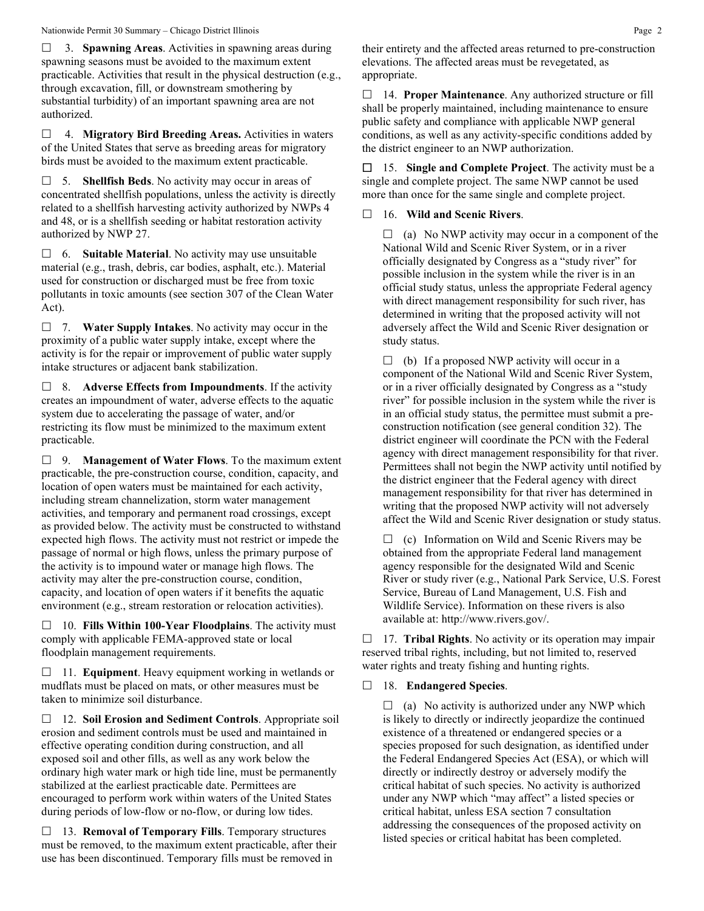☐ 3. **Spawning Areas**. Activities in spawning areas during spawning seasons must be avoided to the maximum extent practicable. Activities that result in the physical destruction (e.g., through excavation, fill, or downstream smothering by substantial turbidity) of an important spawning area are not authorized.

☐ 4. **Migratory Bird Breeding Areas.** Activities in waters of the United States that serve as breeding areas for migratory birds must be avoided to the maximum extent practicable.

☐ 5. **Shellfish Beds**. No activity may occur in areas of concentrated shellfish populations, unless the activity is directly related to a shellfish harvesting activity authorized by NWPs 4 and 48, or is a shellfish seeding or habitat restoration activity authorized by NWP 27.

☐ 6. **Suitable Material**. No activity may use unsuitable material (e.g., trash, debris, car bodies, asphalt, etc.). Material used for construction or discharged must be free from toxic pollutants in toxic amounts (see section 307 of the Clean Water Act).

☐ 7. **Water Supply Intakes**. No activity may occur in the proximity of a public water supply intake, except where the activity is for the repair or improvement of public water supply intake structures or adjacent bank stabilization.

☐ 8. **Adverse Effects from Impoundments**. If the activity creates an impoundment of water, adverse effects to the aquatic system due to accelerating the passage of water, and/or restricting its flow must be minimized to the maximum extent practicable.

☐ 9. **Management of Water Flows**. To the maximum extent practicable, the pre-construction course, condition, capacity, and location of open waters must be maintained for each activity, including stream channelization, storm water management activities, and temporary and permanent road crossings, except as provided below. The activity must be constructed to withstand expected high flows. The activity must not restrict or impede the passage of normal or high flows, unless the primary purpose of the activity is to impound water or manage high flows. The activity may alter the pre-construction course, condition, capacity, and location of open waters if it benefits the aquatic environment (e.g., stream restoration or relocation activities).

☐ 10. **Fills Within 100-Year Floodplains**. The activity must comply with applicable FEMA-approved state or local floodplain management requirements.

☐ 11. **Equipment**. Heavy equipment working in wetlands or mudflats must be placed on mats, or other measures must be taken to minimize soil disturbance.

☐ 12. **Soil Erosion and Sediment Controls**. Appropriate soil erosion and sediment controls must be used and maintained in effective operating condition during construction, and all exposed soil and other fills, as well as any work below the ordinary high water mark or high tide line, must be permanently stabilized at the earliest practicable date. Permittees are encouraged to perform work within waters of the United States during periods of low-flow or no-flow, or during low tides.

☐ 13. **Removal of Temporary Fills**. Temporary structures must be removed, to the maximum extent practicable, after their use has been discontinued. Temporary fills must be removed in their entirety and the affected areas returned to pre-construction elevations. The affected areas must be revegetated, as appropriate.

☐ 14. **Proper Maintenance**. Any authorized structure or fill shall be properly maintained, including maintenance to ensure public safety and compliance with applicable NWP general conditions, as well as any activity-specific conditions added by the district engineer to an NWP authorization.

☐ 15. **Single and Complete Project**. The activity must be a single and complete project. The same NWP cannot be used more than once for the same single and complete project.

☐ 16. **Wild and Scenic Rivers**.

☐ (a) No NWP activity may occur in a component of the National Wild and Scenic River System, or in a river officially designated by Congress as a "study river" for possible inclusion in the system while the river is in an official study status, unless the appropriate Federal agency with direct management responsibility for such river, has determined in writing that the proposed activity will not adversely affect the Wild and Scenic River designation or study status.

☐ (b) If a proposed NWP activity will occur in a component of the National Wild and Scenic River System, or in a river officially designated by Congress as a "study river" for possible inclusion in the system while the river is in an official study status, the permittee must submit a pre-construction notification (see general condition 32). The district engineer will coordinate the PCN with the Federal agency with direct management responsibility for that river. Permittees shall not begin the NWP activity until notified by the district engineer that the Federal agency with direct management responsibility for that river has determined in writing that the proposed NWP activity will not adversely affect the Wild and Scenic River designation or study status.

☐ (c) Information on Wild and Scenic Rivers may be obtained from the appropriate Federal land management agency responsible for the designated Wild and Scenic River or study river (e.g., National Park Service, U.S. Forest Service, Bureau of Land Management, U.S. Fish and Wildlife Service). Information on these rivers is also available at: http://www.rivers.gov/.

☐ 17. **Tribal Rights**. No activity or its operation may impair reserved tribal rights, including, but not limited to, reserved water rights and treaty fishing and hunting rights.

☐ 18. **Endangered Species**.

☐ (a) No activity is authorized under any NWP which is likely to directly or indirectly jeopardize the continued existence of a threatened or endangered species or a species proposed for such designation, as identified under the Federal Endangered Species Act (ESA), or which will directly or indirectly destroy or adversely modify the critical habitat of such species. No activity is authorized under any NWP which "may affect" a listed species or critical habitat, unless ESA section 7 consultation addressing the consequences of the proposed activity on listed species or critical habitat has been completed.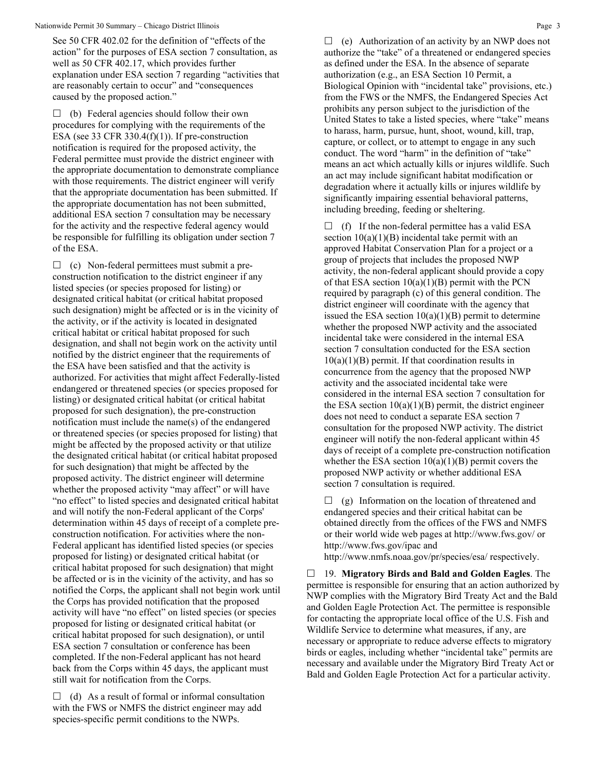See 50 CFR 402.02 for the definition of "effects of the action" for the purposes of ESA section 7 consultation, as well as 50 CFR 402.17, which provides further explanation under ESA section 7 regarding "activities that are reasonably certain to occur" and "consequences caused by the proposed action."

☐ (b) Federal agencies should follow their own procedures for complying with the requirements of the ESA (see 33 CFR 330.4(f)(1)). If pre-construction notification is required for the proposed activity, the Federal permittee must provide the district engineer with the appropriate documentation to demonstrate compliance with those requirements. The district engineer will verify that the appropriate documentation has been submitted. If the appropriate documentation has not been submitted, additional ESA section 7 consultation may be necessary for the activity and the respective federal agency would be responsible for fulfilling its obligation under section 7 of the ESA.

☐ (c) Non-federal permittees must submit a pre-construction notification to the district engineer if any listed species (or species proposed for listing) or designated critical habitat (or critical habitat proposed such designation) might be affected or is in the vicinity of the activity, or if the activity is located in designated critical habitat or critical habitat proposed for such designation, and shall not begin work on the activity until notified by the district engineer that the requirements of the ESA have been satisfied and that the activity is authorized. For activities that might affect Federally-listed endangered or threatened species (or species proposed for listing) or designated critical habitat (or critical habitat proposed for such designation), the pre-construction notification must include the name(s) of the endangered or threatened species (or species proposed for listing) that might be affected by the proposed activity or that utilize the designated critical habitat (or critical habitat proposed for such designation) that might be affected by the proposed activity. The district engineer will determine whether the proposed activity "may affect" or will have "no effect" to listed species and designated critical habitat and will notify the non-Federal applicant of the Corps' determination within 45 days of receipt of a complete pre-construction notification. For activities where the non-Federal applicant has identified listed species (or species proposed for listing) or designated critical habitat (or critical habitat proposed for such designation) that might be affected or is in the vicinity of the activity, and has so notified the Corps, the applicant shall not begin work until the Corps has provided notification that the proposed activity will have "no effect" on listed species (or species proposed for listing or designated critical habitat (or critical habitat proposed for such designation), or until ESA section 7 consultation or conference has been completed. If the non-Federal applicant has not heard back from the Corps within 45 days, the applicant must still wait for notification from the Corps.

☐ (d) As a result of formal or informal consultation with the FWS or NMFS the district engineer may add species-specific permit conditions to the NWPs.

☐ (e) Authorization of an activity by an NWP does not authorize the "take" of a threatened or endangered species as defined under the ESA. In the absence of separate authorization (e.g., an ESA Section 10 Permit, a Biological Opinion with "incidental take" provisions, etc.) from the FWS or the NMFS, the Endangered Species Act prohibits any person subject to the jurisdiction of the United States to take a listed species, where "take" means to harass, harm, pursue, hunt, shoot, wound, kill, trap, capture, or collect, or to attempt to engage in any such conduct. The word "harm" in the definition of "take" means an act which actually kills or injures wildlife. Such an act may include significant habitat modification or degradation where it actually kills or injures wildlife by significantly impairing essential behavioral patterns, including breeding, feeding or sheltering.

☐ (f) If the non-federal permittee has a valid ESA section 10(a)(1)(B) incidental take permit with an approved Habitat Conservation Plan for a project or a group of projects that includes the proposed NWP activity, the non-federal applicant should provide a copy of that ESA section 10(a)(1)(B) permit with the PCN required by paragraph (c) of this general condition. The district engineer will coordinate with the agency that issued the ESA section 10(a)(1)(B) permit to determine whether the proposed NWP activity and the associated incidental take were considered in the internal ESA section 7 consultation conducted for the ESA section 10(a)(1)(B) permit. If that coordination results in concurrence from the agency that the proposed NWP activity and the associated incidental take were considered in the internal ESA section 7 consultation for the ESA section 10(a)(1)(B) permit, the district engineer does not need to conduct a separate ESA section 7 consultation for the proposed NWP activity. The district engineer will notify the non-federal applicant within 45 days of receipt of a complete pre-construction notification whether the ESA section 10(a)(1)(B) permit covers the proposed NWP activity or whether additional ESA section 7 consultation is required.

☐ (g) Information on the location of threatened and endangered species and their critical habitat can be obtained directly from the offices of the FWS and NMFS or their world wide web pages at http://www.fws.gov/ or http://www.fws.gov/ipac and http://www.nmfs.noaa.gov/pr/species/esa/ respectively.

☐ 19. **Migratory Birds and Bald and Golden Eagles**. The permittee is responsible for ensuring that an action authorized by NWP complies with the Migratory Bird Treaty Act and the Bald and Golden Eagle Protection Act. The permittee is responsible for contacting the appropriate local office of the U.S. Fish and Wildlife Service to determine what measures, if any, are necessary or appropriate to reduce adverse effects to migratory birds or eagles, including whether "incidental take" permits are necessary and available under the Migratory Bird Treaty Act or Bald and Golden Eagle Protection Act for a particular activity.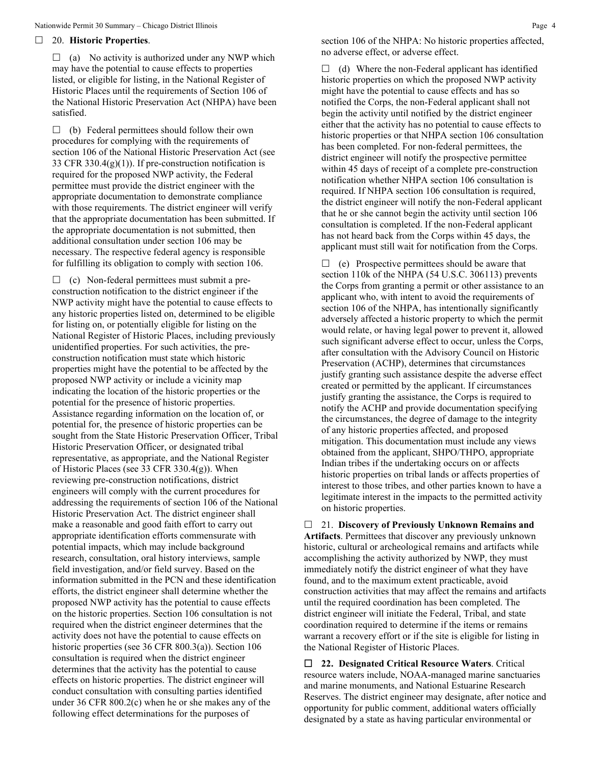☐ 20. **Historic Properties**.

☐ (a) No activity is authorized under any NWP which may have the potential to cause effects to properties listed, or eligible for listing, in the National Register of Historic Places until the requirements of Section 106 of the National Historic Preservation Act (NHPA) have been satisfied.

☐ (b) Federal permittees should follow their own procedures for complying with the requirements of section 106 of the National Historic Preservation Act (see 33 CFR 330.4(g)(1)). If pre-construction notification is required for the proposed NWP activity, the Federal permittee must provide the district engineer with the appropriate documentation to demonstrate compliance with those requirements. The district engineer will verify that the appropriate documentation has been submitted. If the appropriate documentation is not submitted, then additional consultation under section 106 may be necessary. The respective federal agency is responsible for fulfilling its obligation to comply with section 106.

☐ (c) Non-federal permittees must submit a pre-construction notification to the district engineer if the NWP activity might have the potential to cause effects to any historic properties listed on, determined to be eligible for listing on, or potentially eligible for listing on the National Register of Historic Places, including previously unidentified properties. For such activities, the pre-construction notification must state which historic properties might have the potential to be affected by the proposed NWP activity or include a vicinity map indicating the location of the historic properties or the potential for the presence of historic properties. Assistance regarding information on the location of, or potential for, the presence of historic properties can be sought from the State Historic Preservation Officer, Tribal Historic Preservation Officer, or designated tribal representative, as appropriate, and the National Register of Historic Places (see 33 CFR 330.4(g)). When reviewing pre-construction notifications, district engineers will comply with the current procedures for addressing the requirements of section 106 of the National Historic Preservation Act. The district engineer shall make a reasonable and good faith effort to carry out appropriate identification efforts commensurate with potential impacts, which may include background research, consultation, oral history interviews, sample field investigation, and/or field survey. Based on the information submitted in the PCN and these identification efforts, the district engineer shall determine whether the proposed NWP activity has the potential to cause effects on the historic properties. Section 106 consultation is not required when the district engineer determines that the activity does not have the potential to cause effects on historic properties (see 36 CFR 800.3(a)). Section 106 consultation is required when the district engineer determines that the activity has the potential to cause effects on historic properties. The district engineer will conduct consultation with consulting parties identified under 36 CFR 800.2(c) when he or she makes any of the following effect determinations for the purposes of section 106 of the NHPA: No historic properties affected, no adverse effect, or adverse effect.

☐ (d) Where the non-Federal applicant has identified historic properties on which the proposed NWP activity might have the potential to cause effects and has so notified the Corps, the non-Federal applicant shall not begin the activity until notified by the district engineer either that the activity has no potential to cause effects to historic properties or that NHPA section 106 consultation has been completed. For non-federal permittees, the district engineer will notify the prospective permittee within 45 days of receipt of a complete pre-construction notification whether NHPA section 106 consultation is required. If NHPA section 106 consultation is required, the district engineer will notify the non-Federal applicant that he or she cannot begin the activity until section 106 consultation is completed. If the non-Federal applicant has not heard back from the Corps within 45 days, the applicant must still wait for notification from the Corps.

☐ (e) Prospective permittees should be aware that section 110k of the NHPA (54 U.S.C. 306113) prevents the Corps from granting a permit or other assistance to an applicant who, with intent to avoid the requirements of section 106 of the NHPA, has intentionally significantly adversely affected a historic property to which the permit would relate, or having legal power to prevent it, allowed such significant adverse effect to occur, unless the Corps, after consultation with the Advisory Council on Historic Preservation (ACHP), determines that circumstances justify granting such assistance despite the adverse effect created or permitted by the applicant. If circumstances justify granting the assistance, the Corps is required to notify the ACHP and provide documentation specifying the circumstances, the degree of damage to the integrity of any historic properties affected, and proposed mitigation. This documentation must include any views obtained from the applicant, SHPO/THPO, appropriate Indian tribes if the undertaking occurs on or affects historic properties on tribal lands or affects properties of interest to those tribes, and other parties known to have a legitimate interest in the impacts to the permitted activity on historic properties.

☐ 21. **Discovery of Previously Unknown Remains and Artifacts**. Permittees that discover any previously unknown historic, cultural or archeological remains and artifacts while accomplishing the activity authorized by NWP, they must immediately notify the district engineer of what they have found, and to the maximum extent practicable, avoid construction activities that may affect the remains and artifacts until the required coordination has been completed. The district engineer will initiate the Federal, Tribal, and state coordination required to determine if the items or remains warrant a recovery effort or if the site is eligible for listing in the National Register of Historic Places.

☐ **22. Designated Critical Resource Waters**. Critical resource waters include, NOAA-managed marine sanctuaries and marine monuments, and National Estuarine Research Reserves. The district engineer may designate, after notice and opportunity for public comment, additional waters officially designated by a state as having particular environmental or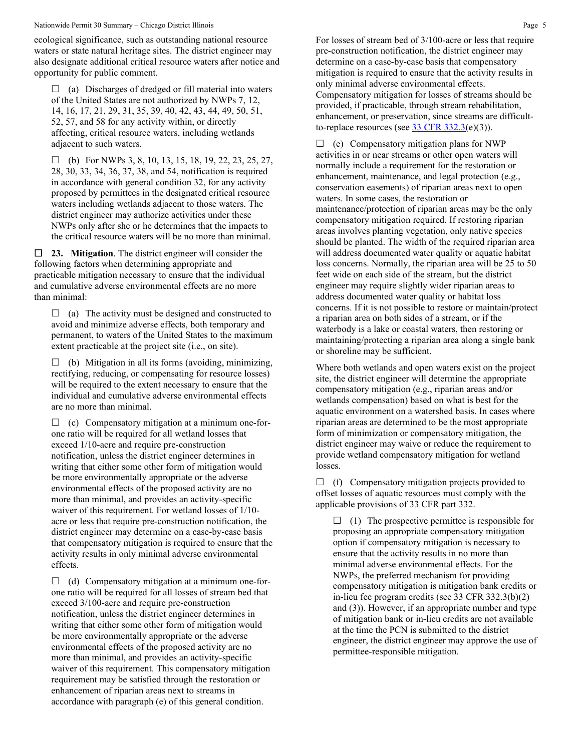ecological significance, such as outstanding national resource waters or state natural heritage sites. The district engineer may also designate additional critical resource waters after notice and opportunity for public comment.

☐ (a) Discharges of dredged or fill material into waters of the United States are not authorized by NWPs 7, 12, 14, 16, 17, 21, 29, 31, 35, 39, 40, 42, 43, 44, 49, 50, 51, 52, 57, and 58 for any activity within, or directly affecting, critical resource waters, including wetlands adjacent to such waters.

☐ (b) For NWPs 3, 8, 10, 13, 15, 18, 19, 22, 23, 25, 27, 28, 30, 33, 34, 36, 37, 38, and 54, notification is required in accordance with general condition 32, for any activity proposed by permittees in the designated critical resource waters including wetlands adjacent to those waters. The district engineer may authorize activities under these NWPs only after she or he determines that the impacts to the critical resource waters will be no more than minimal.

☐ **23. Mitigation**. The district engineer will consider the following factors when determining appropriate and practicable mitigation necessary to ensure that the individual and cumulative adverse environmental effects are no more than minimal:

☐ (a) The activity must be designed and constructed to avoid and minimize adverse effects, both temporary and permanent, to waters of the United States to the maximum extent practicable at the project site (i.e., on site).

☐ (b) Mitigation in all its forms (avoiding, minimizing, rectifying, reducing, or compensating for resource losses) will be required to the extent necessary to ensure that the individual and cumulative adverse environmental effects are no more than minimal.

☐ (c) Compensatory mitigation at a minimum one-for-one ratio will be required for all wetland losses that exceed 1/10-acre and require pre-construction notification, unless the district engineer determines in writing that either some other form of mitigation would be more environmentally appropriate or the adverse environmental effects of the proposed activity are no more than minimal, and provides an activity-specific waiver of this requirement. For wetland losses of 1/10-acre or less that require pre-construction notification, the district engineer may determine on a case-by-case basis that compensatory mitigation is required to ensure that the activity results in only minimal adverse environmental effects.

☐ (d) Compensatory mitigation at a minimum one-for-one ratio will be required for all losses of stream bed that exceed 3/100-acre and require pre-construction notification, unless the district engineer determines in writing that either some other form of mitigation would be more environmentally appropriate or the adverse environmental effects of the proposed activity are no more than minimal, and provides an activity-specific waiver of this requirement. This compensatory mitigation requirement may be satisfied through the restoration or enhancement of riparian areas next to streams in accordance with paragraph (e) of this general condition. For losses of stream bed of 3/100-acre or less that require pre-construction notification, the district engineer may determine on a case-by-case basis that compensatory mitigation is required to ensure that the activity results in only minimal adverse environmental effects. Compensatory mitigation for losses of streams should be provided, if practicable, through stream rehabilitation, enhancement, or preservation, since streams are difficult-to-replace resources (see 33 CFR 332.3(e)(3)).

☐ (e) Compensatory mitigation plans for NWP activities in or near streams or other open waters will normally include a requirement for the restoration or enhancement, maintenance, and legal protection (e.g., conservation easements) of riparian areas next to open waters. In some cases, the restoration or maintenance/protection of riparian areas may be the only compensatory mitigation required. If restoring riparian areas involves planting vegetation, only native species should be planted. The width of the required riparian area will address documented water quality or aquatic habitat loss concerns. Normally, the riparian area will be 25 to 50 feet wide on each side of the stream, but the district engineer may require slightly wider riparian areas to address documented water quality or habitat loss concerns. If it is not possible to restore or maintain/protect a riparian area on both sides of a stream, or if the waterbody is a lake or coastal waters, then restoring or maintaining/protecting a riparian area along a single bank or shoreline may be sufficient.

Where both wetlands and open waters exist on the project site, the district engineer will determine the appropriate compensatory mitigation (e.g., riparian areas and/or wetlands compensation) based on what is best for the aquatic environment on a watershed basis. In cases where riparian areas are determined to be the most appropriate form of minimization or compensatory mitigation, the district engineer may waive or reduce the requirement to provide wetland compensatory mitigation for wetland losses.

☐ (f) Compensatory mitigation projects provided to offset losses of aquatic resources must comply with the applicable provisions of 33 CFR part 332.

☐ (1) The prospective permittee is responsible for proposing an appropriate compensatory mitigation option if compensatory mitigation is necessary to ensure that the activity results in no more than minimal adverse environmental effects. For the NWPs, the preferred mechanism for providing compensatory mitigation is mitigation bank credits or in-lieu fee program credits (see 33 CFR 332.3(b)(2) and (3)). However, if an appropriate number and type of mitigation bank or in-lieu credits are not available at the time the PCN is submitted to the district engineer, the district engineer may approve the use of permittee-responsible mitigation.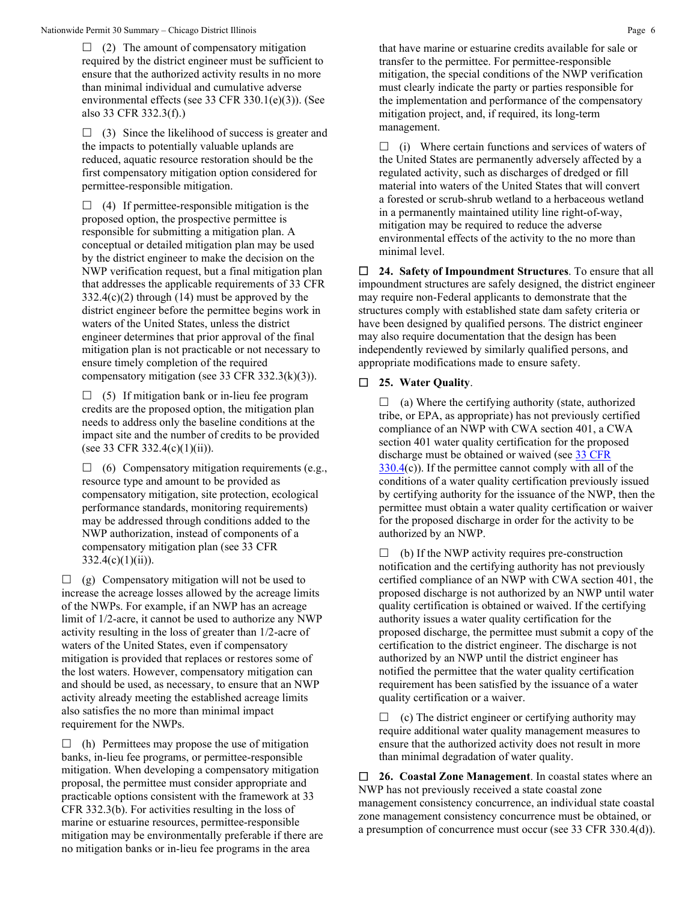☐ (2) The amount of compensatory mitigation required by the district engineer must be sufficient to ensure that the authorized activity results in no more than minimal individual and cumulative adverse environmental effects (see 33 CFR 330.1(e)(3)). (See also 33 CFR 332.3(f).)

☐ (3) Since the likelihood of success is greater and the impacts to potentially valuable uplands are reduced, aquatic resource restoration should be the first compensatory mitigation option considered for permittee-responsible mitigation.

☐ (4) If permittee-responsible mitigation is the proposed option, the prospective permittee is responsible for submitting a mitigation plan. A conceptual or detailed mitigation plan may be used by the district engineer to make the decision on the NWP verification request, but a final mitigation plan that addresses the applicable requirements of 33 CFR 332.4(c)(2) through (14) must be approved by the district engineer before the permittee begins work in waters of the United States, unless the district engineer determines that prior approval of the final mitigation plan is not practicable or not necessary to ensure timely completion of the required compensatory mitigation (see 33 CFR 332.3(k)(3)).

☐ (5) If mitigation bank or in-lieu fee program credits are the proposed option, the mitigation plan needs to address only the baseline conditions at the impact site and the number of credits to be provided (see 33 CFR 332.4(c)(1)(ii)).

☐ (6) Compensatory mitigation requirements (e.g., resource type and amount to be provided as compensatory mitigation, site protection, ecological performance standards, monitoring requirements) may be addressed through conditions added to the NWP authorization, instead of components of a compensatory mitigation plan (see 33 CFR 332.4(c)(1)(ii)).

☐ (g) Compensatory mitigation will not be used to increase the acreage losses allowed by the acreage limits of the NWPs. For example, if an NWP has an acreage limit of 1/2-acre, it cannot be used to authorize any NWP activity resulting in the loss of greater than 1/2-acre of waters of the United States, even if compensatory mitigation is provided that replaces or restores some of the lost waters. However, compensatory mitigation can and should be used, as necessary, to ensure that an NWP activity already meeting the established acreage limits also satisfies the no more than minimal impact requirement for the NWPs.

☐ (h) Permittees may propose the use of mitigation banks, in-lieu fee programs, or permittee-responsible mitigation. When developing a compensatory mitigation proposal, the permittee must consider appropriate and practicable options consistent with the framework at 33 CFR 332.3(b). For activities resulting in the loss of marine or estuarine resources, permittee-responsible mitigation may be environmentally preferable if there are no mitigation banks or in-lieu fee programs in the area that have marine or estuarine credits available for sale or transfer to the permittee. For permittee-responsible mitigation, the special conditions of the NWP verification must clearly indicate the party or parties responsible for the implementation and performance of the compensatory mitigation project, and, if required, its long-term management.

☐ (i) Where certain functions and services of waters of the United States are permanently adversely affected by a regulated activity, such as discharges of dredged or fill material into waters of the United States that will convert a forested or scrub-shrub wetland to a herbaceous wetland in a permanently maintained utility line right-of-way, mitigation may be required to reduce the adverse environmental effects of the activity to the no more than minimal level.

☐ **24. Safety of Impoundment Structures**. To ensure that all impoundment structures are safely designed, the district engineer may require non-Federal applicants to demonstrate that the structures comply with established state dam safety criteria or have been designed by qualified persons. The district engineer may also require documentation that the design has been independently reviewed by similarly qualified persons, and appropriate modifications made to ensure safety.

☐ **25. Water Quality**.

☐ (a) Where the certifying authority (state, authorized tribe, or EPA, as appropriate) has not previously certified compliance of an NWP with CWA section 401, a CWA section 401 water quality certification for the proposed discharge must be obtained or waived (see 33 CFR 330.4(c)). If the permittee cannot comply with all of the conditions of a water quality certification previously issued by certifying authority for the issuance of the NWP, then the permittee must obtain a water quality certification or waiver for the proposed discharge in order for the activity to be authorized by an NWP.

☐ (b) If the NWP activity requires pre-construction notification and the certifying authority has not previously certified compliance of an NWP with CWA section 401, the proposed discharge is not authorized by an NWP until water quality certification is obtained or waived. If the certifying authority issues a water quality certification for the proposed discharge, the permittee must submit a copy of the certification to the district engineer. The discharge is not authorized by an NWP until the district engineer has notified the permittee that the water quality certification requirement has been satisfied by the issuance of a water quality certification or a waiver.

☐ (c) The district engineer or certifying authority may require additional water quality management measures to ensure that the authorized activity does not result in more than minimal degradation of water quality.

☐ **26. Coastal Zone Management**. In coastal states where an NWP has not previously received a state coastal zone management consistency concurrence, an individual state coastal zone management consistency concurrence must be obtained, or a presumption of concurrence must occur (see 33 CFR 330.4(d)).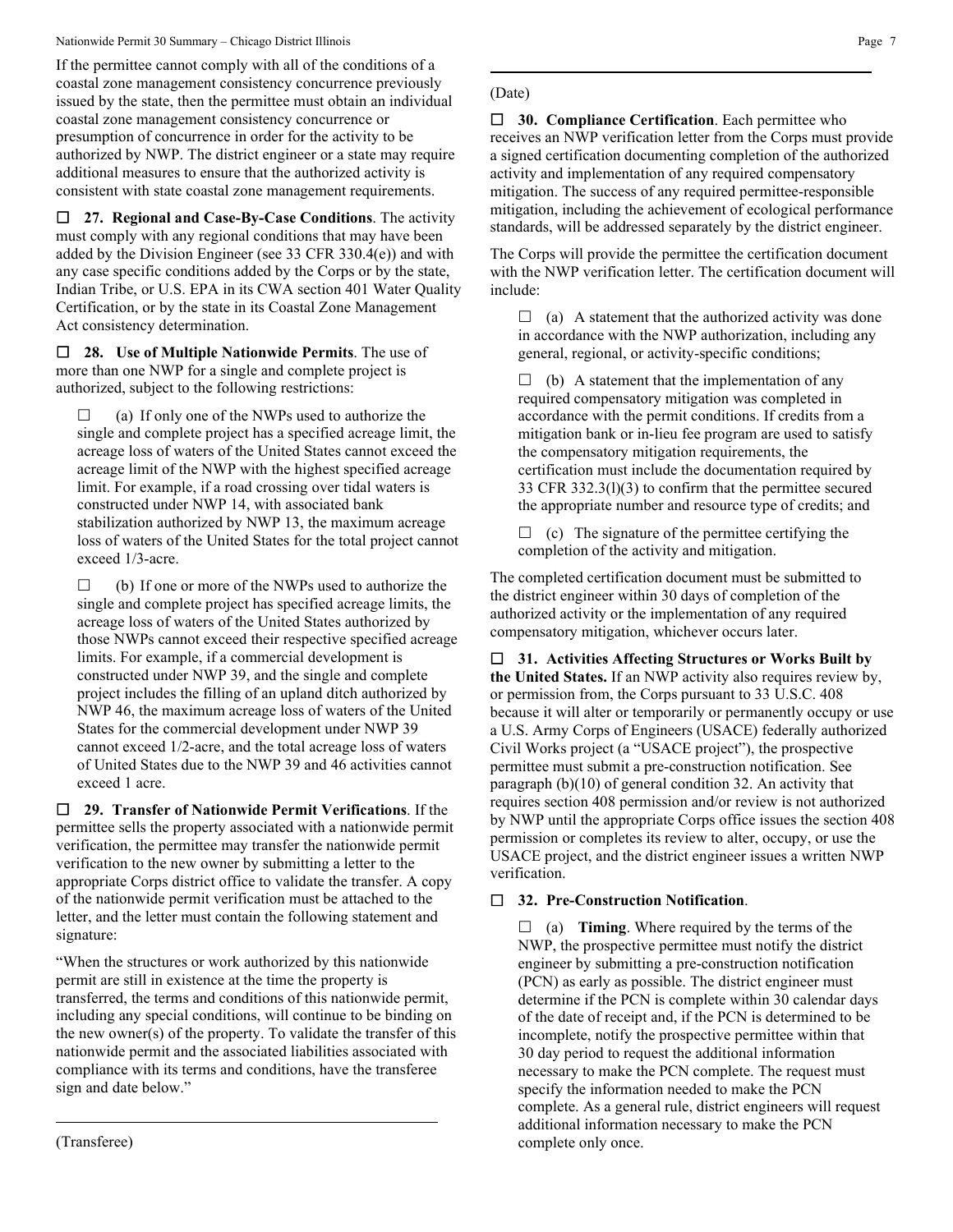If the permittee cannot comply with all of the conditions of a coastal zone management consistency concurrence previously issued by the state, then the permittee must obtain an individual coastal zone management consistency concurrence or presumption of concurrence in order for the activity to be authorized by NWP. The district engineer or a state may require additional measures to ensure that the authorized activity is consistent with state coastal zone management requirements.

☐ **27. Regional and Case-By-Case Conditions**. The activity must comply with any regional conditions that may have been added by the Division Engineer (see 33 CFR 330.4(e)) and with any case specific conditions added by the Corps or by the state, Indian Tribe, or U.S. EPA in its CWA section 401 Water Quality Certification, or by the state in its Coastal Zone Management Act consistency determination.

☐ **28. Use of Multiple Nationwide Permits**. The use of more than one NWP for a single and complete project is authorized, subject to the following restrictions:

☐ (a) If only one of the NWPs used to authorize the single and complete project has a specified acreage limit, the acreage loss of waters of the United States cannot exceed the acreage limit of the NWP with the highest specified acreage limit. For example, if a road crossing over tidal waters is constructed under NWP 14, with associated bank stabilization authorized by NWP 13, the maximum acreage loss of waters of the United States for the total project cannot exceed 1/3-acre.

☐ (b) If one or more of the NWPs used to authorize the single and complete project has specified acreage limits, the acreage loss of waters of the United States authorized by those NWPs cannot exceed their respective specified acreage limits. For example, if a commercial development is constructed under NWP 39, and the single and complete project includes the filling of an upland ditch authorized by NWP 46, the maximum acreage loss of waters of the United States for the commercial development under NWP 39 cannot exceed 1/2-acre, and the total acreage loss of waters of United States due to the NWP 39 and 46 activities cannot exceed 1 acre.

☐ **29. Transfer of Nationwide Permit Verifications**. If the permittee sells the property associated with a nationwide permit verification, the permittee may transfer the nationwide permit verification to the new owner by submitting a letter to the appropriate Corps district office to validate the transfer. A copy of the nationwide permit verification must be attached to the letter, and the letter must contain the following statement and signature:

"When the structures or work authorized by this nationwide permit are still in existence at the time the property is transferred, the terms and conditions of this nationwide permit, including any special conditions, will continue to be binding on the new owner(s) of the property. To validate the transfer of this nationwide permit and the associated liabilities associated with compliance with its terms and conditions, have the transferee sign and date below."

______________________________________________

(Transferee)

______________________________________________

(Date)

☐ **30. Compliance Certification**. Each permittee who receives an NWP verification letter from the Corps must provide a signed certification documenting completion of the authorized activity and implementation of any required compensatory mitigation. The success of any required permittee-responsible mitigation, including the achievement of ecological performance standards, will be addressed separately by the district engineer.

The Corps will provide the permittee the certification document with the NWP verification letter. The certification document will include:

☐ (a) A statement that the authorized activity was done in accordance with the NWP authorization, including any general, regional, or activity-specific conditions;

☐ (b) A statement that the implementation of any required compensatory mitigation was completed in accordance with the permit conditions. If credits from a mitigation bank or in-lieu fee program are used to satisfy the compensatory mitigation requirements, the certification must include the documentation required by 33 CFR 332.3(l)(3) to confirm that the permittee secured the appropriate number and resource type of credits; and

☐ (c) The signature of the permittee certifying the completion of the activity and mitigation.

The completed certification document must be submitted to the district engineer within 30 days of completion of the authorized activity or the implementation of any required compensatory mitigation, whichever occurs later.

☐ **31. Activities Affecting Structures or Works Built by the United States.** If an NWP activity also requires review by, or permission from, the Corps pursuant to 33 U.S.C. 408 because it will alter or temporarily or permanently occupy or use a U.S. Army Corps of Engineers (USACE) federally authorized Civil Works project (a "USACE project"), the prospective permittee must submit a pre-construction notification. See paragraph (b)(10) of general condition 32. An activity that requires section 408 permission and/or review is not authorized by NWP until the appropriate Corps office issues the section 408 permission or completes its review to alter, occupy, or use the USACE project, and the district engineer issues a written NWP verification.

☐ **32. Pre-Construction Notification**.

☐ (a) **Timing**. Where required by the terms of the NWP, the prospective permittee must notify the district engineer by submitting a pre-construction notification (PCN) as early as possible. The district engineer must determine if the PCN is complete within 30 calendar days of the date of receipt and, if the PCN is determined to be incomplete, notify the prospective permittee within that 30 day period to request the additional information necessary to make the PCN complete. The request must specify the information needed to make the PCN complete. As a general rule, district engineers will request additional information necessary to make the PCN complete only once.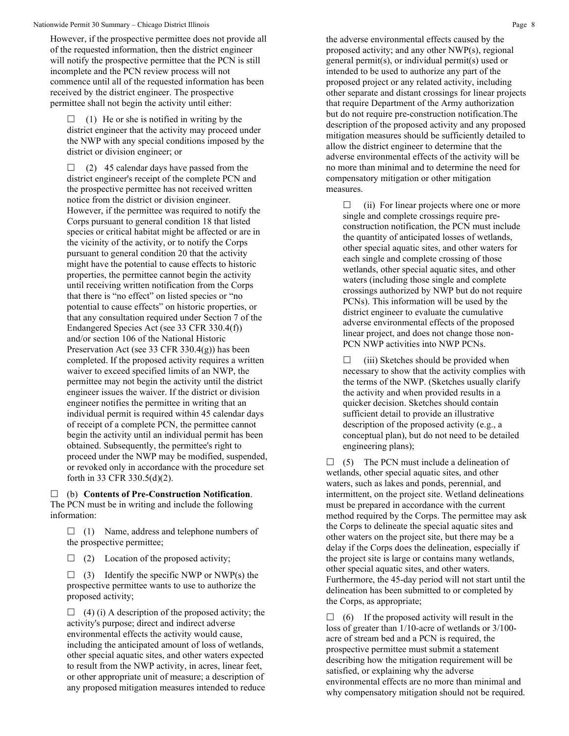However, if the prospective permittee does not provide all of the requested information, then the district engineer will notify the prospective permittee that the PCN is still incomplete and the PCN review process will not commence until all of the requested information has been received by the district engineer. The prospective permittee shall not begin the activity until either:

☐ (1) He or she is notified in writing by the district engineer that the activity may proceed under the NWP with any special conditions imposed by the district or division engineer; or

☐ (2) 45 calendar days have passed from the district engineer's receipt of the complete PCN and the prospective permittee has not received written notice from the district or division engineer. However, if the permittee was required to notify the Corps pursuant to general condition 18 that listed species or critical habitat might be affected or are in the vicinity of the activity, or to notify the Corps pursuant to general condition 20 that the activity might have the potential to cause effects to historic properties, the permittee cannot begin the activity until receiving written notification from the Corps that there is "no effect" on listed species or "no potential to cause effects" on historic properties, or that any consultation required under Section 7 of the Endangered Species Act (see 33 CFR 330.4(f)) and/or section 106 of the National Historic Preservation Act (see 33 CFR 330.4(g)) has been completed. If the proposed activity requires a written waiver to exceed specified limits of an NWP, the permittee may not begin the activity until the district engineer issues the waiver. If the district or division engineer notifies the permittee in writing that an individual permit is required within 45 calendar days of receipt of a complete PCN, the permittee cannot begin the activity until an individual permit has been obtained. Subsequently, the permittee's right to proceed under the NWP may be modified, suspended, or revoked only in accordance with the procedure set forth in 33 CFR 330.5(d)(2).

☐ (b) **Contents of Pre-Construction Notification**. The PCN must be in writing and include the following information:

☐ (1) Name, address and telephone numbers of the prospective permittee;

☐ (2) Location of the proposed activity;

☐ (3) Identify the specific NWP or NWP(s) the prospective permittee wants to use to authorize the proposed activity;

☐ (4) (i) A description of the proposed activity; the activity's purpose; direct and indirect adverse environmental effects the activity would cause, including the anticipated amount of loss of wetlands, other special aquatic sites, and other waters expected to result from the NWP activity, in acres, linear feet, or other appropriate unit of measure; a description of any proposed mitigation measures intended to reduce the adverse environmental effects caused by the proposed activity; and any other NWP(s), regional general permit(s), or individual permit(s) used or intended to be used to authorize any part of the proposed project or any related activity, including other separate and distant crossings for linear projects that require Department of the Army authorization but do not require pre-construction notification.The description of the proposed activity and any proposed mitigation measures should be sufficiently detailed to allow the district engineer to determine that the adverse environmental effects of the activity will be no more than minimal and to determine the need for compensatory mitigation or other mitigation measures.

☐ (ii) For linear projects where one or more single and complete crossings require pre-construction notification, the PCN must include the quantity of anticipated losses of wetlands, other special aquatic sites, and other waters for each single and complete crossing of those wetlands, other special aquatic sites, and other waters (including those single and complete crossings authorized by NWP but do not require PCNs). This information will be used by the district engineer to evaluate the cumulative adverse environmental effects of the proposed linear project, and does not change those non-PCN NWP activities into NWP PCNs.

☐ (iii) Sketches should be provided when necessary to show that the activity complies with the terms of the NWP. (Sketches usually clarify the activity and when provided results in a quicker decision. Sketches should contain sufficient detail to provide an illustrative description of the proposed activity (e.g., a conceptual plan), but do not need to be detailed engineering plans);

☐ (5) The PCN must include a delineation of wetlands, other special aquatic sites, and other waters, such as lakes and ponds, perennial, and intermittent, on the project site. Wetland delineations must be prepared in accordance with the current method required by the Corps. The permittee may ask the Corps to delineate the special aquatic sites and other waters on the project site, but there may be a delay if the Corps does the delineation, especially if the project site is large or contains many wetlands, other special aquatic sites, and other waters. Furthermore, the 45-day period will not start until the delineation has been submitted to or completed by the Corps, as appropriate;

☐ (6) If the proposed activity will result in the loss of greater than 1/10-acre of wetlands or 3/100-acre of stream bed and a PCN is required, the prospective permittee must submit a statement describing how the mitigation requirement will be satisfied, or explaining why the adverse environmental effects are no more than minimal and why compensatory mitigation should not be required.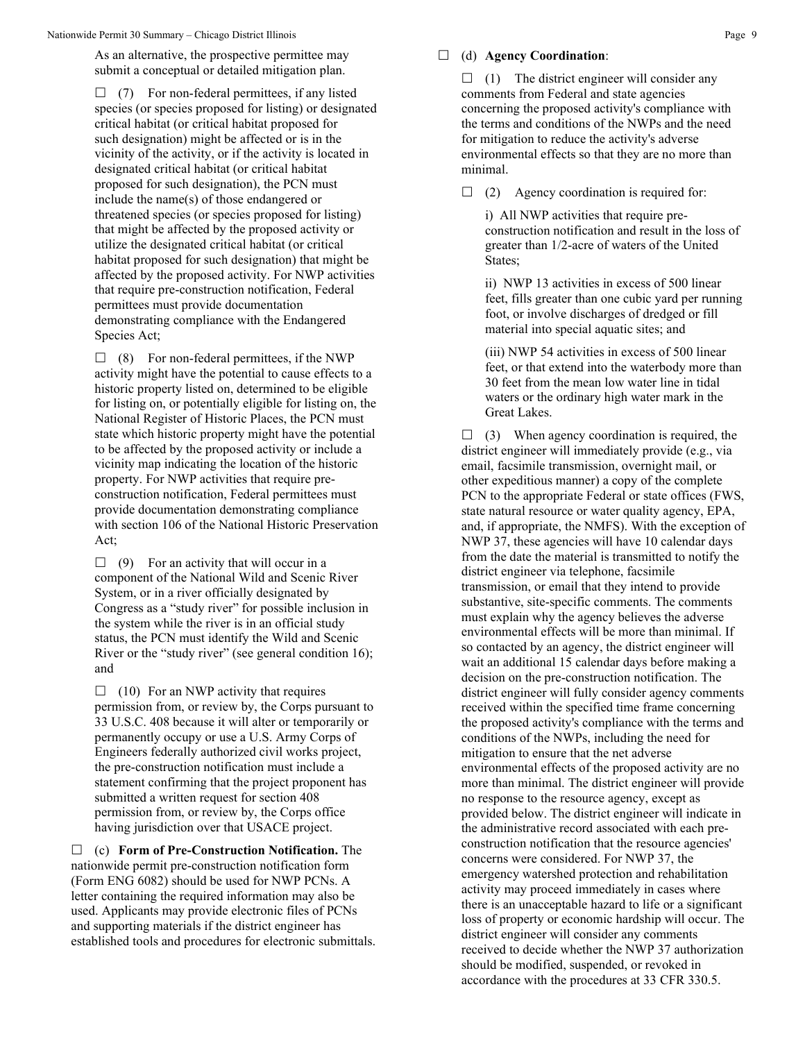As an alternative, the prospective permittee may submit a conceptual or detailed mitigation plan.

☐ (7) For non-federal permittees, if any listed species (or species proposed for listing) or designated critical habitat (or critical habitat proposed for such designation) might be affected or is in the vicinity of the activity, or if the activity is located in designated critical habitat (or critical habitat proposed for such designation), the PCN must include the name(s) of those endangered or threatened species (or species proposed for listing) that might be affected by the proposed activity or utilize the designated critical habitat (or critical habitat proposed for such designation) that might be affected by the proposed activity. For NWP activities that require pre-construction notification, Federal permittees must provide documentation demonstrating compliance with the Endangered Species Act;

☐ (8) For non-federal permittees, if the NWP activity might have the potential to cause effects to a historic property listed on, determined to be eligible for listing on, or potentially eligible for listing on, the National Register of Historic Places, the PCN must state which historic property might have the potential to be affected by the proposed activity or include a vicinity map indicating the location of the historic property. For NWP activities that require pre-construction notification, Federal permittees must provide documentation demonstrating compliance with section 106 of the National Historic Preservation Act;

☐ (9) For an activity that will occur in a component of the National Wild and Scenic River System, or in a river officially designated by Congress as a "study river" for possible inclusion in the system while the river is in an official study status, the PCN must identify the Wild and Scenic River or the "study river" (see general condition 16); and

☐ (10) For an NWP activity that requires permission from, or review by, the Corps pursuant to 33 U.S.C. 408 because it will alter or temporarily or permanently occupy or use a U.S. Army Corps of Engineers federally authorized civil works project, the pre-construction notification must include a statement confirming that the project proponent has submitted a written request for section 408 permission from, or review by, the Corps office having jurisdiction over that USACE project.

☐ (c) **Form of Pre-Construction Notification.** The nationwide permit pre-construction notification form (Form ENG 6082) should be used for NWP PCNs. A letter containing the required information may also be used. Applicants may provide electronic files of PCNs and supporting materials if the district engineer has established tools and procedures for electronic submittals.

☐ (d) **Agency Coordination**:

☐ (1) The district engineer will consider any comments from Federal and state agencies concerning the proposed activity's compliance with the terms and conditions of the NWPs and the need for mitigation to reduce the activity's adverse environmental effects so that they are no more than minimal.

☐ (2) Agency coordination is required for:

i) All NWP activities that require pre-construction notification and result in the loss of greater than 1/2-acre of waters of the United States;

ii) NWP 13 activities in excess of 500 linear feet, fills greater than one cubic yard per running foot, or involve discharges of dredged or fill material into special aquatic sites; and

(iii) NWP 54 activities in excess of 500 linear feet, or that extend into the waterbody more than 30 feet from the mean low water line in tidal waters or the ordinary high water mark in the Great Lakes.

☐ (3) When agency coordination is required, the district engineer will immediately provide (e.g., via email, facsimile transmission, overnight mail, or other expeditious manner) a copy of the complete PCN to the appropriate Federal or state offices (FWS, state natural resource or water quality agency, EPA, and, if appropriate, the NMFS). With the exception of NWP 37, these agencies will have 10 calendar days from the date the material is transmitted to notify the district engineer via telephone, facsimile transmission, or email that they intend to provide substantive, site-specific comments. The comments must explain why the agency believes the adverse environmental effects will be more than minimal. If so contacted by an agency, the district engineer will wait an additional 15 calendar days before making a decision on the pre-construction notification. The district engineer will fully consider agency comments received within the specified time frame concerning the proposed activity's compliance with the terms and conditions of the NWPs, including the need for mitigation to ensure that the net adverse environmental effects of the proposed activity are no more than minimal. The district engineer will provide no response to the resource agency, except as provided below. The district engineer will indicate in the administrative record associated with each pre-construction notification that the resource agencies' concerns were considered. For NWP 37, the emergency watershed protection and rehabilitation activity may proceed immediately in cases where there is an unacceptable hazard to life or a significant loss of property or economic hardship will occur. The district engineer will consider any comments received to decide whether the NWP 37 authorization should be modified, suspended, or revoked in accordance with the procedures at 33 CFR 330.5.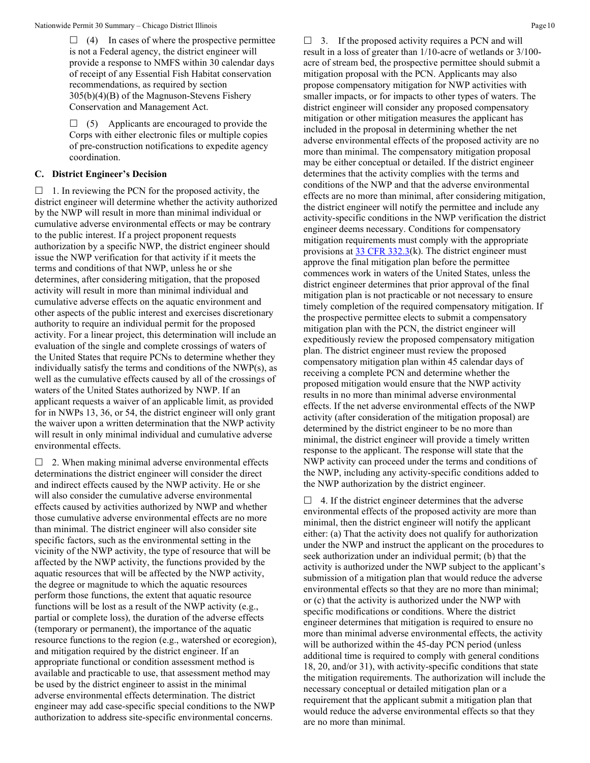☐ (4) In cases of where the prospective permittee is not a Federal agency, the district engineer will provide a response to NMFS within 30 calendar days of receipt of any Essential Fish Habitat conservation recommendations, as required by section 305(b)(4)(B) of the Magnuson-Stevens Fishery Conservation and Management Act.

☐ (5) Applicants are encouraged to provide the Corps with either electronic files or multiple copies of pre-construction notifications to expedite agency coordination.

## C. District Engineer's Decision

☐ 1. In reviewing the PCN for the proposed activity, the district engineer will determine whether the activity authorized by the NWP will result in more than minimal individual or cumulative adverse environmental effects or may be contrary to the public interest. If a project proponent requests authorization by a specific NWP, the district engineer should issue the NWP verification for that activity if it meets the terms and conditions of that NWP, unless he or she determines, after considering mitigation, that the proposed activity will result in more than minimal individual and cumulative adverse effects on the aquatic environment and other aspects of the public interest and exercises discretionary authority to require an individual permit for the proposed activity. For a linear project, this determination will include an evaluation of the single and complete crossings of waters of the United States that require PCNs to determine whether they individually satisfy the terms and conditions of the NWP(s), as well as the cumulative effects caused by all of the crossings of waters of the United States authorized by NWP. If an applicant requests a waiver of an applicable limit, as provided for in NWPs 13, 36, or 54, the district engineer will only grant the waiver upon a written determination that the NWP activity will result in only minimal individual and cumulative adverse environmental effects.

☐ 2. When making minimal adverse environmental effects determinations the district engineer will consider the direct and indirect effects caused by the NWP activity. He or she will also consider the cumulative adverse environmental effects caused by activities authorized by NWP and whether those cumulative adverse environmental effects are no more than minimal. The district engineer will also consider site specific factors, such as the environmental setting in the vicinity of the NWP activity, the type of resource that will be affected by the NWP activity, the functions provided by the aquatic resources that will be affected by the NWP activity, the degree or magnitude to which the aquatic resources perform those functions, the extent that aquatic resource functions will be lost as a result of the NWP activity (e.g., partial or complete loss), the duration of the adverse effects (temporary or permanent), the importance of the aquatic resource functions to the region (e.g., watershed or ecoregion), and mitigation required by the district engineer. If an appropriate functional or condition assessment method is available and practicable to use, that assessment method may be used by the district engineer to assist in the minimal adverse environmental effects determination. The district engineer may add case-specific special conditions to the NWP authorization to address site-specific environmental concerns.

☐ 3. If the proposed activity requires a PCN and will result in a loss of greater than 1/10-acre of wetlands or 3/100-acre of stream bed, the prospective permittee should submit a mitigation proposal with the PCN. Applicants may also propose compensatory mitigation for NWP activities with smaller impacts, or for impacts to other types of waters. The district engineer will consider any proposed compensatory mitigation or other mitigation measures the applicant has included in the proposal in determining whether the net adverse environmental effects of the proposed activity are no more than minimal. The compensatory mitigation proposal may be either conceptual or detailed. If the district engineer determines that the activity complies with the terms and conditions of the NWP and that the adverse environmental effects are no more than minimal, after considering mitigation, the district engineer will notify the permittee and include any activity-specific conditions in the NWP verification the district engineer deems necessary. Conditions for compensatory mitigation requirements must comply with the appropriate provisions at 33 CFR 332.3(k). The district engineer must approve the final mitigation plan before the permittee commences work in waters of the United States, unless the district engineer determines that prior approval of the final mitigation plan is not practicable or not necessary to ensure timely completion of the required compensatory mitigation. If the prospective permittee elects to submit a compensatory mitigation plan with the PCN, the district engineer will expeditiously review the proposed compensatory mitigation plan. The district engineer must review the proposed compensatory mitigation plan within 45 calendar days of receiving a complete PCN and determine whether the proposed mitigation would ensure that the NWP activity results in no more than minimal adverse environmental effects. If the net adverse environmental effects of the NWP activity (after consideration of the mitigation proposal) are determined by the district engineer to be no more than minimal, the district engineer will provide a timely written response to the applicant. The response will state that the NWP activity can proceed under the terms and conditions of the NWP, including any activity-specific conditions added to the NWP authorization by the district engineer.

☐ 4. If the district engineer determines that the adverse environmental effects of the proposed activity are more than minimal, then the district engineer will notify the applicant either: (a) That the activity does not qualify for authorization under the NWP and instruct the applicant on the procedures to seek authorization under an individual permit; (b) that the activity is authorized under the NWP subject to the applicant's submission of a mitigation plan that would reduce the adverse environmental effects so that they are no more than minimal; or (c) that the activity is authorized under the NWP with specific modifications or conditions. Where the district engineer determines that mitigation is required to ensure no more than minimal adverse environmental effects, the activity will be authorized within the 45-day PCN period (unless additional time is required to comply with general conditions 18, 20, and/or 31), with activity-specific conditions that state the mitigation requirements. The authorization will include the necessary conceptual or detailed mitigation plan or a requirement that the applicant submit a mitigation plan that would reduce the adverse environmental effects so that they are no more than minimal.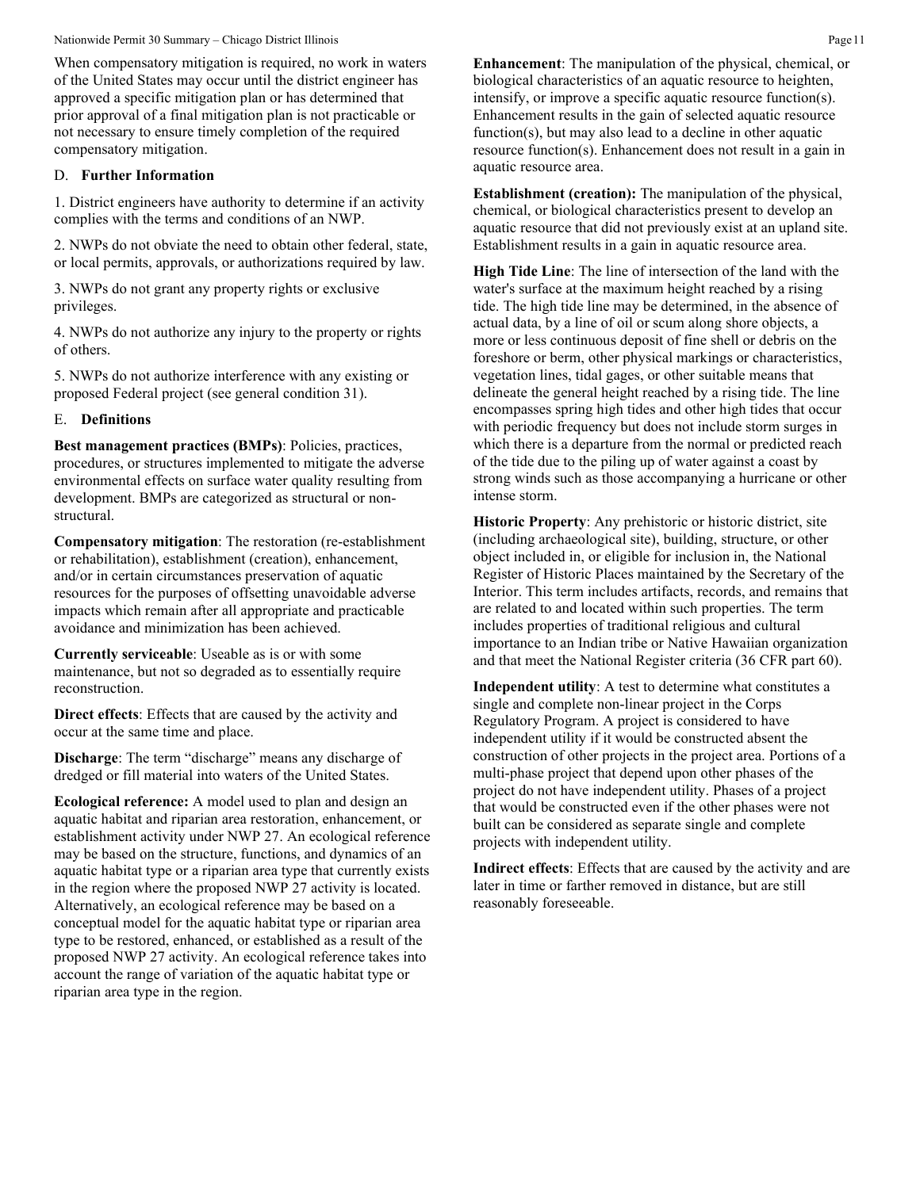When compensatory mitigation is required, no work in waters of the United States may occur until the district engineer has approved a specific mitigation plan or has determined that prior approval of a final mitigation plan is not practicable or not necessary to ensure timely completion of the required compensatory mitigation.

## D. Further Information

1. District engineers have authority to determine if an activity complies with the terms and conditions of an NWP.

2. NWPs do not obviate the need to obtain other federal, state, or local permits, approvals, or authorizations required by law.

3. NWPs do not grant any property rights or exclusive privileges.

4. NWPs do not authorize any injury to the property or rights of others.

5. NWPs do not authorize interference with any existing or proposed Federal project (see general condition 31).

## E. Definitions

**Best management practices (BMPs)**: Policies, practices, procedures, or structures implemented to mitigate the adverse environmental effects on surface water quality resulting from development. BMPs are categorized as structural or non-structural.

**Compensatory mitigation**: The restoration (re-establishment or rehabilitation), establishment (creation), enhancement, and/or in certain circumstances preservation of aquatic resources for the purposes of offsetting unavoidable adverse impacts which remain after all appropriate and practicable avoidance and minimization has been achieved.

**Currently serviceable**: Useable as is or with some maintenance, but not so degraded as to essentially require reconstruction.

**Direct effects**: Effects that are caused by the activity and occur at the same time and place.

**Discharge**: The term "discharge" means any discharge of dredged or fill material into waters of the United States.

**Ecological reference:** A model used to plan and design an aquatic habitat and riparian area restoration, enhancement, or establishment activity under NWP 27. An ecological reference may be based on the structure, functions, and dynamics of an aquatic habitat type or a riparian area type that currently exists in the region where the proposed NWP 27 activity is located. Alternatively, an ecological reference may be based on a conceptual model for the aquatic habitat type or riparian area type to be restored, enhanced, or established as a result of the proposed NWP 27 activity. An ecological reference takes into account the range of variation of the aquatic habitat type or riparian area type in the region.

**Enhancement**: The manipulation of the physical, chemical, or biological characteristics of an aquatic resource to heighten, intensify, or improve a specific aquatic resource function(s). Enhancement results in the gain of selected aquatic resource function(s), but may also lead to a decline in other aquatic resource function(s). Enhancement does not result in a gain in aquatic resource area.

**Establishment (creation):** The manipulation of the physical, chemical, or biological characteristics present to develop an aquatic resource that did not previously exist at an upland site. Establishment results in a gain in aquatic resource area.

**High Tide Line**: The line of intersection of the land with the water's surface at the maximum height reached by a rising tide. The high tide line may be determined, in the absence of actual data, by a line of oil or scum along shore objects, a more or less continuous deposit of fine shell or debris on the foreshore or berm, other physical markings or characteristics, vegetation lines, tidal gages, or other suitable means that delineate the general height reached by a rising tide. The line encompasses spring high tides and other high tides that occur with periodic frequency but does not include storm surges in which there is a departure from the normal or predicted reach of the tide due to the piling up of water against a coast by strong winds such as those accompanying a hurricane or other intense storm.

**Historic Property**: Any prehistoric or historic district, site (including archaeological site), building, structure, or other object included in, or eligible for inclusion in, the National Register of Historic Places maintained by the Secretary of the Interior. This term includes artifacts, records, and remains that are related to and located within such properties. The term includes properties of traditional religious and cultural importance to an Indian tribe or Native Hawaiian organization and that meet the National Register criteria (36 CFR part 60).

**Independent utility**: A test to determine what constitutes a single and complete non-linear project in the Corps Regulatory Program. A project is considered to have independent utility if it would be constructed absent the construction of other projects in the project area. Portions of a multi-phase project that depend upon other phases of the project do not have independent utility. Phases of a project that would be constructed even if the other phases were not built can be considered as separate single and complete projects with independent utility.

**Indirect effects**: Effects that are caused by the activity and are later in time or farther removed in distance, but are still reasonably foreseeable.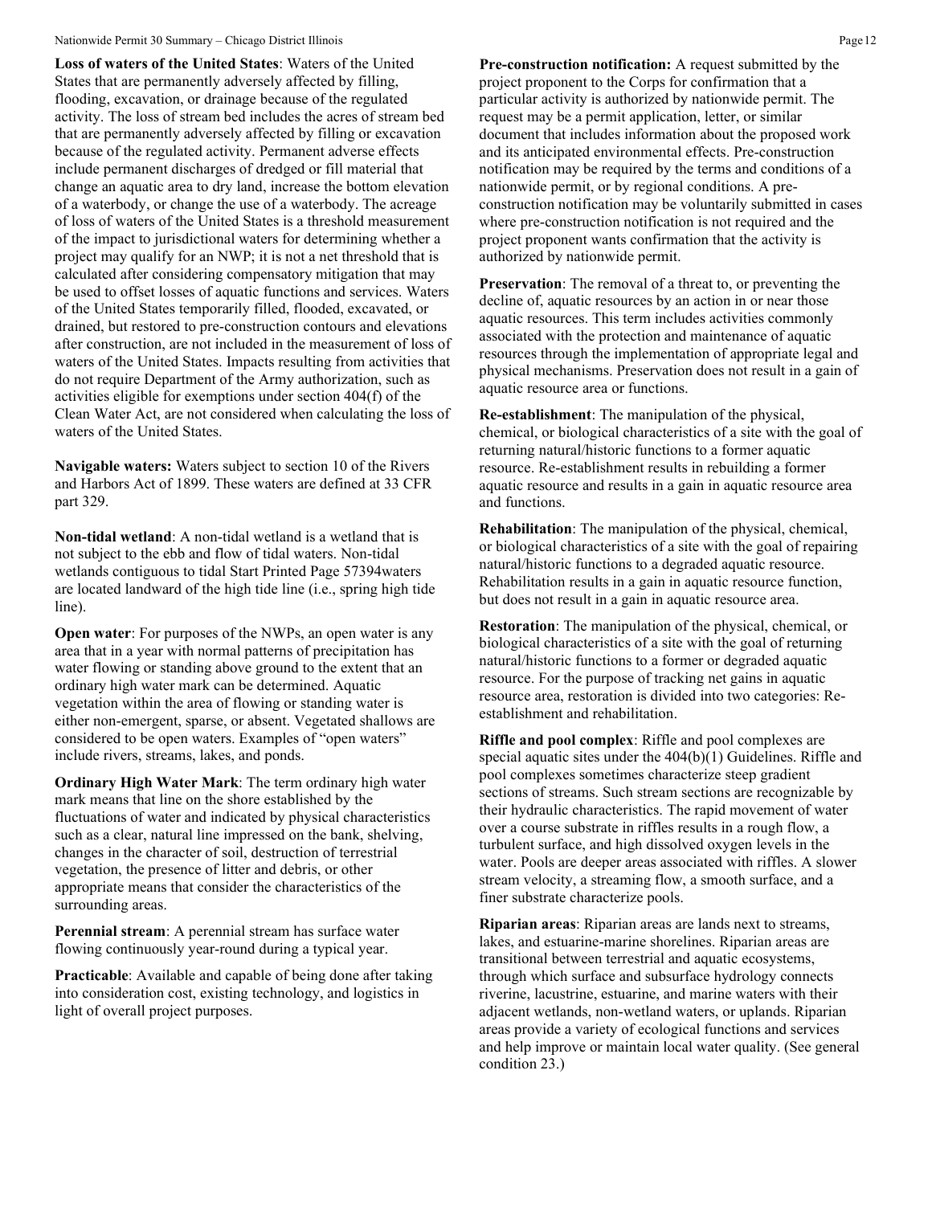**Loss of waters of the United States**: Waters of the United States that are permanently adversely affected by filling, flooding, excavation, or drainage because of the regulated activity. The loss of stream bed includes the acres of stream bed that are permanently adversely affected by filling or excavation because of the regulated activity. Permanent adverse effects include permanent discharges of dredged or fill material that change an aquatic area to dry land, increase the bottom elevation of a waterbody, or change the use of a waterbody. The acreage of loss of waters of the United States is a threshold measurement of the impact to jurisdictional waters for determining whether a project may qualify for an NWP; it is not a net threshold that is calculated after considering compensatory mitigation that may be used to offset losses of aquatic functions and services. Waters of the United States temporarily filled, flooded, excavated, or drained, but restored to pre-construction contours and elevations after construction, are not included in the measurement of loss of waters of the United States. Impacts resulting from activities that do not require Department of the Army authorization, such as activities eligible for exemptions under section 404(f) of the Clean Water Act, are not considered when calculating the loss of waters of the United States.

**Navigable waters:** Waters subject to section 10 of the Rivers and Harbors Act of 1899. These waters are defined at 33 CFR part 329.

**Non-tidal wetland**: A non-tidal wetland is a wetland that is not subject to the ebb and flow of tidal waters. Non-tidal wetlands contiguous to tidal Start Printed Page 57394waters are located landward of the high tide line (i.e., spring high tide line).

**Open water**: For purposes of the NWPs, an open water is any area that in a year with normal patterns of precipitation has water flowing or standing above ground to the extent that an ordinary high water mark can be determined. Aquatic vegetation within the area of flowing or standing water is either non-emergent, sparse, or absent. Vegetated shallows are considered to be open waters. Examples of "open waters" include rivers, streams, lakes, and ponds.

**Ordinary High Water Mark**: The term ordinary high water mark means that line on the shore established by the fluctuations of water and indicated by physical characteristics such as a clear, natural line impressed on the bank, shelving, changes in the character of soil, destruction of terrestrial vegetation, the presence of litter and debris, or other appropriate means that consider the characteristics of the surrounding areas.

**Perennial stream**: A perennial stream has surface water flowing continuously year-round during a typical year.

**Practicable**: Available and capable of being done after taking into consideration cost, existing technology, and logistics in light of overall project purposes.

**Pre-construction notification:** A request submitted by the project proponent to the Corps for confirmation that a particular activity is authorized by nationwide permit. The request may be a permit application, letter, or similar document that includes information about the proposed work and its anticipated environmental effects. Pre-construction notification may be required by the terms and conditions of a nationwide permit, or by regional conditions. A pre-construction notification may be voluntarily submitted in cases where pre-construction notification is not required and the project proponent wants confirmation that the activity is authorized by nationwide permit.

**Preservation**: The removal of a threat to, or preventing the decline of, aquatic resources by an action in or near those aquatic resources. This term includes activities commonly associated with the protection and maintenance of aquatic resources through the implementation of appropriate legal and physical mechanisms. Preservation does not result in a gain of aquatic resource area or functions.

**Re-establishment**: The manipulation of the physical, chemical, or biological characteristics of a site with the goal of returning natural/historic functions to a former aquatic resource. Re-establishment results in rebuilding a former aquatic resource and results in a gain in aquatic resource area and functions.

**Rehabilitation**: The manipulation of the physical, chemical, or biological characteristics of a site with the goal of repairing natural/historic functions to a degraded aquatic resource. Rehabilitation results in a gain in aquatic resource function, but does not result in a gain in aquatic resource area.

**Restoration**: The manipulation of the physical, chemical, or biological characteristics of a site with the goal of returning natural/historic functions to a former or degraded aquatic resource. For the purpose of tracking net gains in aquatic resource area, restoration is divided into two categories: Re-establishment and rehabilitation.

**Riffle and pool complex**: Riffle and pool complexes are special aquatic sites under the 404(b)(1) Guidelines. Riffle and pool complexes sometimes characterize steep gradient sections of streams. Such stream sections are recognizable by their hydraulic characteristics. The rapid movement of water over a course substrate in riffles results in a rough flow, a turbulent surface, and high dissolved oxygen levels in the water. Pools are deeper areas associated with riffles. A slower stream velocity, a streaming flow, a smooth surface, and a finer substrate characterize pools.

**Riparian areas**: Riparian areas are lands next to streams, lakes, and estuarine-marine shorelines. Riparian areas are transitional between terrestrial and aquatic ecosystems, through which surface and subsurface hydrology connects riverine, lacustrine, estuarine, and marine waters with their adjacent wetlands, non-wetland waters, or uplands. Riparian areas provide a variety of ecological functions and services and help improve or maintain local water quality. (See general condition 23.)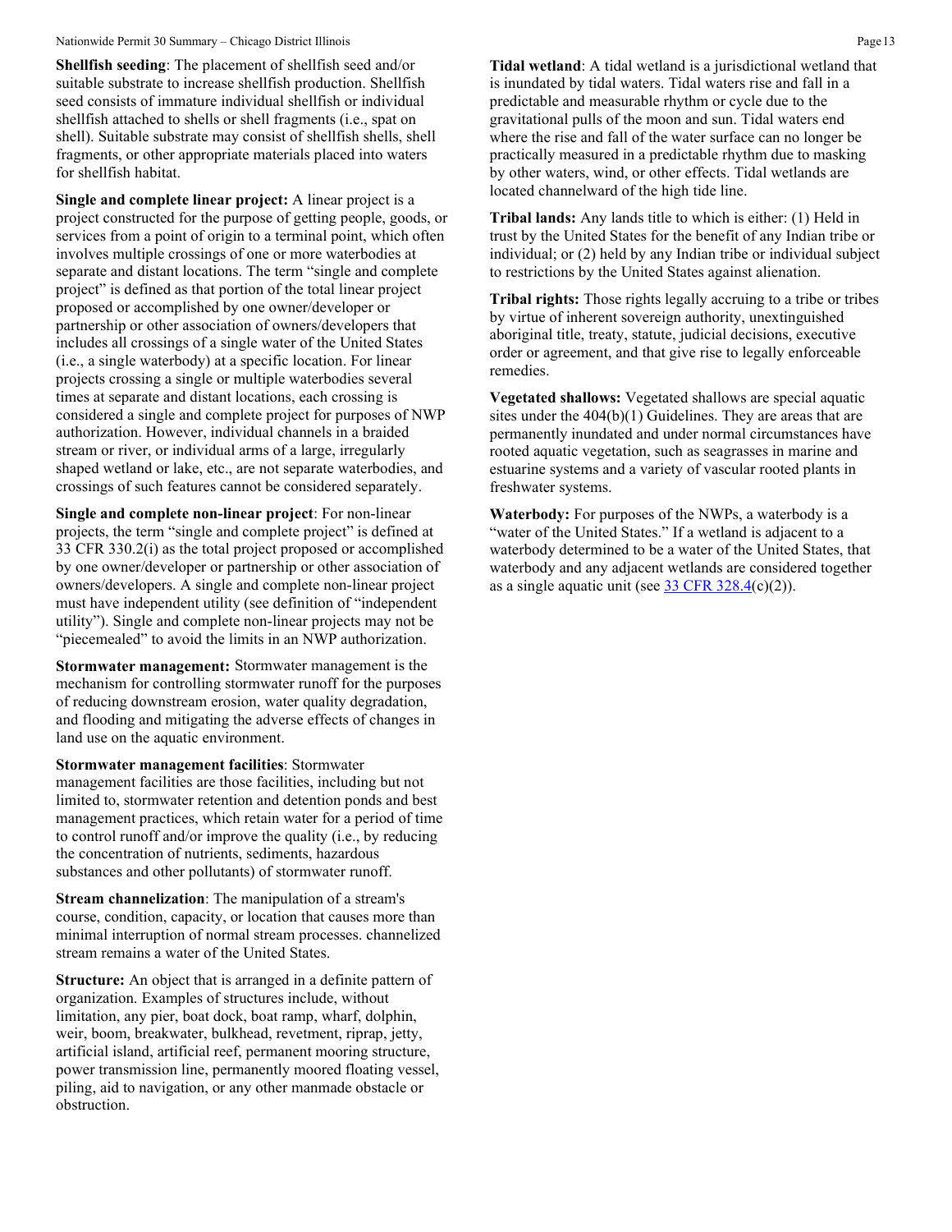**Shellfish seeding**: The placement of shellfish seed and/or suitable substrate to increase shellfish production. Shellfish seed consists of immature individual shellfish or individual shellfish attached to shells or shell fragments (i.e., spat on shell). Suitable substrate may consist of shellfish shells, shell fragments, or other appropriate materials placed into waters for shellfish habitat.

**Single and complete linear project:** A linear project is a project constructed for the purpose of getting people, goods, or services from a point of origin to a terminal point, which often involves multiple crossings of one or more waterbodies at separate and distant locations. The term "single and complete project" is defined as that portion of the total linear project proposed or accomplished by one owner/developer or partnership or other association of owners/developers that includes all crossings of a single water of the United States (i.e., a single waterbody) at a specific location. For linear projects crossing a single or multiple waterbodies several times at separate and distant locations, each crossing is considered a single and complete project for purposes of NWP authorization. However, individual channels in a braided stream or river, or individual arms of a large, irregularly shaped wetland or lake, etc., are not separate waterbodies, and crossings of such features cannot be considered separately.

**Single and complete non-linear project**: For non-linear projects, the term "single and complete project" is defined at 33 CFR 330.2(i) as the total project proposed or accomplished by one owner/developer or partnership or other association of owners/developers. A single and complete non-linear project must have independent utility (see definition of "independent utility"). Single and complete non-linear projects may not be "piecemealed" to avoid the limits in an NWP authorization.

**Stormwater management:** Stormwater management is the mechanism for controlling stormwater runoff for the purposes of reducing downstream erosion, water quality degradation, and flooding and mitigating the adverse effects of changes in land use on the aquatic environment.

**Stormwater management facilities**: Stormwater management facilities are those facilities, including but not limited to, stormwater retention and detention ponds and best management practices, which retain water for a period of time to control runoff and/or improve the quality (i.e., by reducing the concentration of nutrients, sediments, hazardous substances and other pollutants) of stormwater runoff.

**Stream channelization**: The manipulation of a stream's course, condition, capacity, or location that causes more than minimal interruption of normal stream processes. channelized stream remains a water of the United States.

**Structure:** An object that is arranged in a definite pattern of organization. Examples of structures include, without limitation, any pier, boat dock, boat ramp, wharf, dolphin, weir, boom, breakwater, bulkhead, revetment, riprap, jetty, artificial island, artificial reef, permanent mooring structure, power transmission line, permanently moored floating vessel, piling, aid to navigation, or any other manmade obstacle or obstruction.

**Tidal wetland**: A tidal wetland is a jurisdictional wetland that is inundated by tidal waters. Tidal waters rise and fall in a predictable and measurable rhythm or cycle due to the gravitational pulls of the moon and sun. Tidal waters end where the rise and fall of the water surface can no longer be practically measured in a predictable rhythm due to masking by other waters, wind, or other effects. Tidal wetlands are located channelward of the high tide line.

**Tribal lands:** Any lands title to which is either: (1) Held in trust by the United States for the benefit of any Indian tribe or individual; or (2) held by any Indian tribe or individual subject to restrictions by the United States against alienation.

**Tribal rights:** Those rights legally accruing to a tribe or tribes by virtue of inherent sovereign authority, unextinguished aboriginal title, treaty, statute, judicial decisions, executive order or agreement, and that give rise to legally enforceable remedies.

**Vegetated shallows:** Vegetated shallows are special aquatic sites under the 404(b)(1) Guidelines. They are areas that are permanently inundated and under normal circumstances have rooted aquatic vegetation, such as seagrasses in marine and estuarine systems and a variety of vascular rooted plants in freshwater systems.

**Waterbody:** For purposes of the NWPs, a waterbody is a "water of the United States." If a wetland is adjacent to a waterbody determined to be a water of the United States, that waterbody and any adjacent wetlands are considered together as a single aquatic unit (see 33 CFR 328.4(c)(2)).